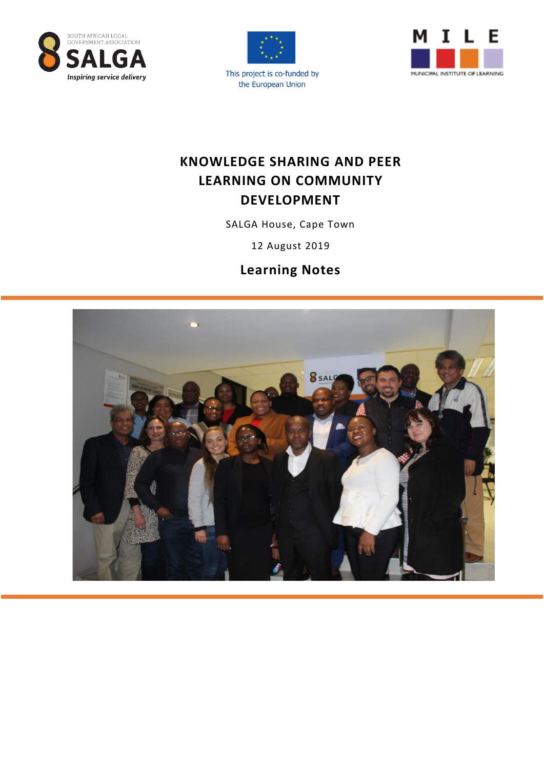SOUTH AFRICAN LOCAL GOVERNMENT ASSOCIATION
SALGA
*Inspiring service delivery*

This project is co-funded by the European Union

MILE
MUNICIPAL INSTITUTE OF LEARNING

# KNOWLEDGE SHARING AND PEER LEARNING ON COMMUNITY DEVELOPMENT

SALGA House, Cape Town

12 August 2019

## Learning Notes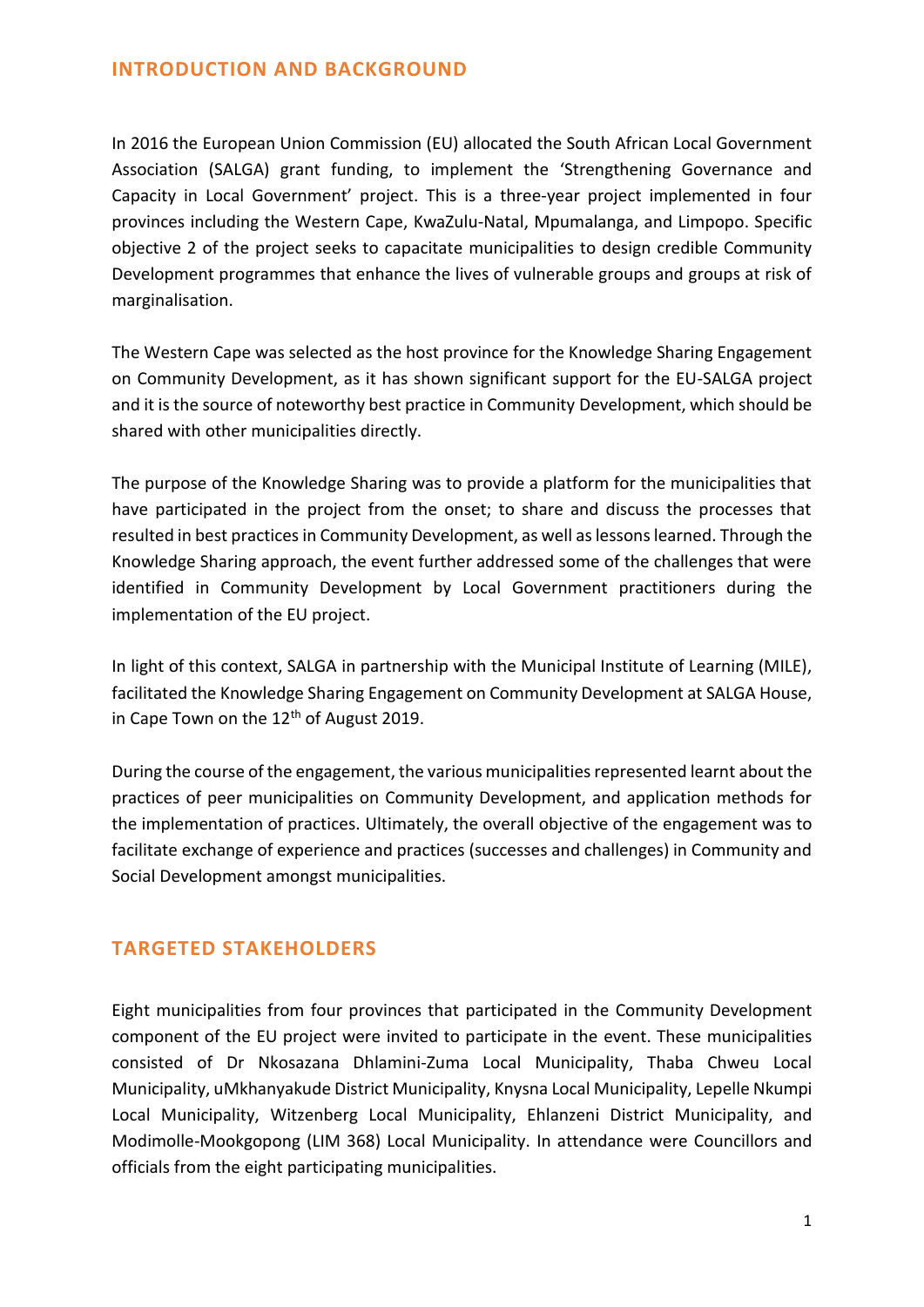## INTRODUCTION AND BACKGROUND

In 2016 the European Union Commission (EU) allocated the South African Local Government Association (SALGA) grant funding, to implement the 'Strengthening Governance and Capacity in Local Government' project. This is a three-year project implemented in four provinces including the Western Cape, KwaZulu-Natal, Mpumalanga, and Limpopo. Specific objective 2 of the project seeks to capacitate municipalities to design credible Community Development programmes that enhance the lives of vulnerable groups and groups at risk of marginalisation.

The Western Cape was selected as the host province for the Knowledge Sharing Engagement on Community Development, as it has shown significant support for the EU-SALGA project and it is the source of noteworthy best practice in Community Development, which should be shared with other municipalities directly.

The purpose of the Knowledge Sharing was to provide a platform for the municipalities that have participated in the project from the onset; to share and discuss the processes that resulted in best practices in Community Development, as well as lessons learned. Through the Knowledge Sharing approach, the event further addressed some of the challenges that were identified in Community Development by Local Government practitioners during the implementation of the EU project.

In light of this context, SALGA in partnership with the Municipal Institute of Learning (MILE), facilitated the Knowledge Sharing Engagement on Community Development at SALGA House, in Cape Town on the 12th of August 2019.

During the course of the engagement, the various municipalities represented learnt about the practices of peer municipalities on Community Development, and application methods for the implementation of practices. Ultimately, the overall objective of the engagement was to facilitate exchange of experience and practices (successes and challenges) in Community and Social Development amongst municipalities.

## TARGETED STAKEHOLDERS

Eight municipalities from four provinces that participated in the Community Development component of the EU project were invited to participate in the event. These municipalities consisted of Dr Nkosazana Dhlamini-Zuma Local Municipality, Thaba Chweu Local Municipality, uMkhanyakude District Municipality, Knysna Local Municipality, Lepelle Nkumpi Local Municipality, Witzenberg Local Municipality, Ehlanzeni District Municipality, and Modimolle-Mookgopong (LIM 368) Local Municipality. In attendance were Councillors and officials from the eight participating municipalities.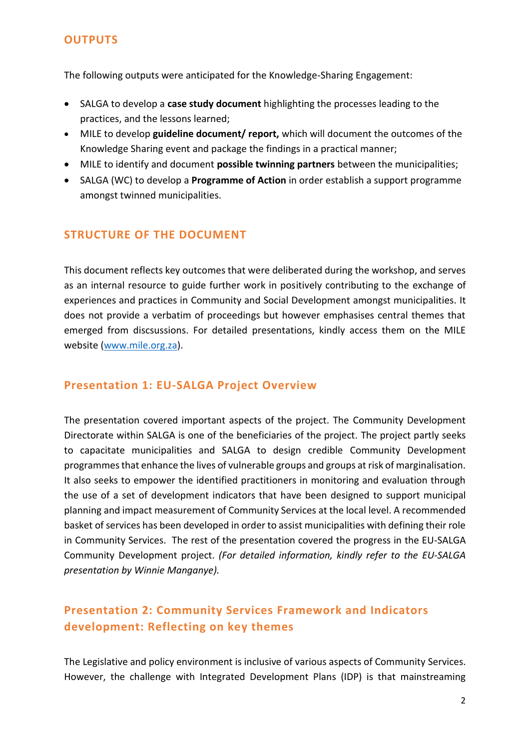## OUTPUTS

The following outputs were anticipated for the Knowledge-Sharing Engagement:

- SALGA to develop a **case study document** highlighting the processes leading to the practices, and the lessons learned;
- MILE to develop **guideline document/ report,** which will document the outcomes of the Knowledge Sharing event and package the findings in a practical manner;
- MILE to identify and document **possible twinning partners** between the municipalities;
- SALGA (WC) to develop a **Programme of Action** in order establish a support programme amongst twinned municipalities.

## STRUCTURE OF THE DOCUMENT

This document reflects key outcomes that were deliberated during the workshop, and serves as an internal resource to guide further work in positively contributing to the exchange of experiences and practices in Community and Social Development amongst municipalities. It does not provide a verbatim of proceedings but however emphasises central themes that emerged from discsussions. For detailed presentations, kindly access them on the MILE website (www.mile.org.za).

### Presentation 1: EU-SALGA Project Overview

The presentation covered important aspects of the project. The Community Development Directorate within SALGA is one of the beneficiaries of the project. The project partly seeks to capacitate municipalities and SALGA to design credible Community Development programmes that enhance the lives of vulnerable groups and groups at risk of marginalisation. It also seeks to empower the identified practitioners in monitoring and evaluation through the use of a set of development indicators that have been designed to support municipal planning and impact measurement of Community Services at the local level. A recommended basket of services has been developed in order to assist municipalities with defining their role in Community Services. The rest of the presentation covered the progress in the EU-SALGA Community Development project. *(For detailed information, kindly refer to the EU-SALGA presentation by Winnie Manganye).*

### Presentation 2: Community Services Framework and Indicators development: Reflecting on key themes

The Legislative and policy environment is inclusive of various aspects of Community Services. However, the challenge with Integrated Development Plans (IDP) is that mainstreaming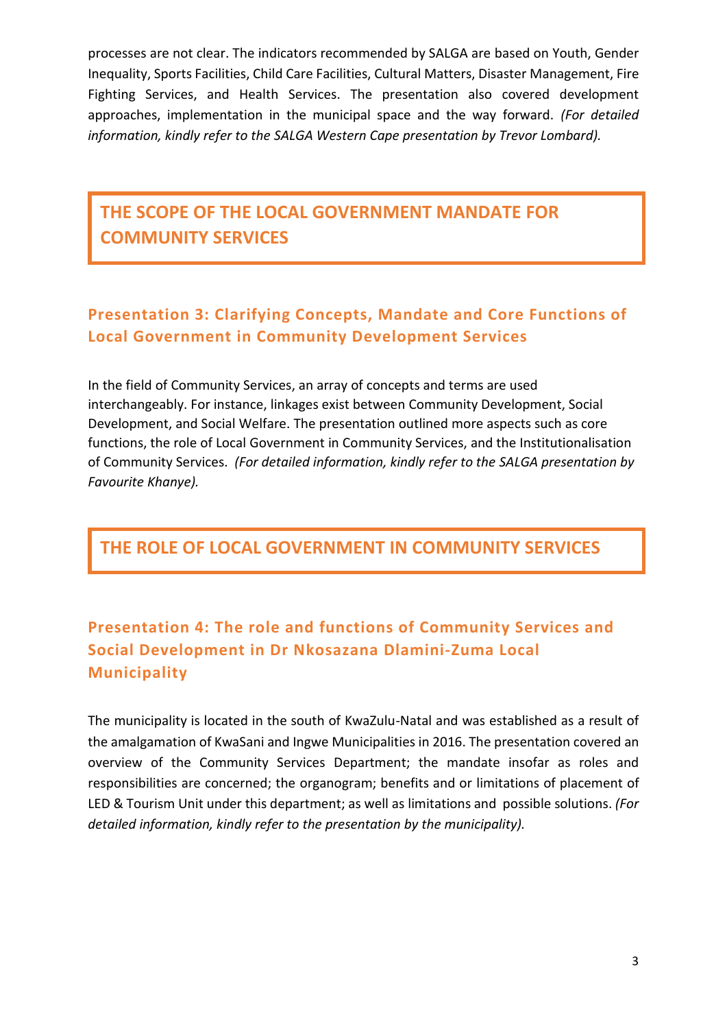processes are not clear. The indicators recommended by SALGA are based on Youth, Gender Inequality, Sports Facilities, Child Care Facilities, Cultural Matters, Disaster Management, Fire Fighting Services, and Health Services. The presentation also covered development approaches, implementation in the municipal space and the way forward. *(For detailed information, kindly refer to the SALGA Western Cape presentation by Trevor Lombard).*

## THE SCOPE OF THE LOCAL GOVERNMENT MANDATE FOR COMMUNITY SERVICES

### Presentation 3: Clarifying Concepts, Mandate and Core Functions of Local Government in Community Development Services

In the field of Community Services, an array of concepts and terms are used interchangeably. For instance, linkages exist between Community Development, Social Development, and Social Welfare. The presentation outlined more aspects such as core functions, the role of Local Government in Community Services, and the Institutionalisation of Community Services. *(For detailed information, kindly refer to the SALGA presentation by Favourite Khanye).*

## THE ROLE OF LOCAL GOVERNMENT IN COMMUNITY SERVICES

### Presentation 4: The role and functions of Community Services and Social Development in Dr Nkosazana Dlamini-Zuma Local Municipality

The municipality is located in the south of KwaZulu-Natal and was established as a result of the amalgamation of KwaSani and Ingwe Municipalities in 2016. The presentation covered an overview of the Community Services Department; the mandate insofar as roles and responsibilities are concerned; the organogram; benefits and or limitations of placement of LED & Tourism Unit under this department; as well as limitations and possible solutions. *(For detailed information, kindly refer to the presentation by the municipality).*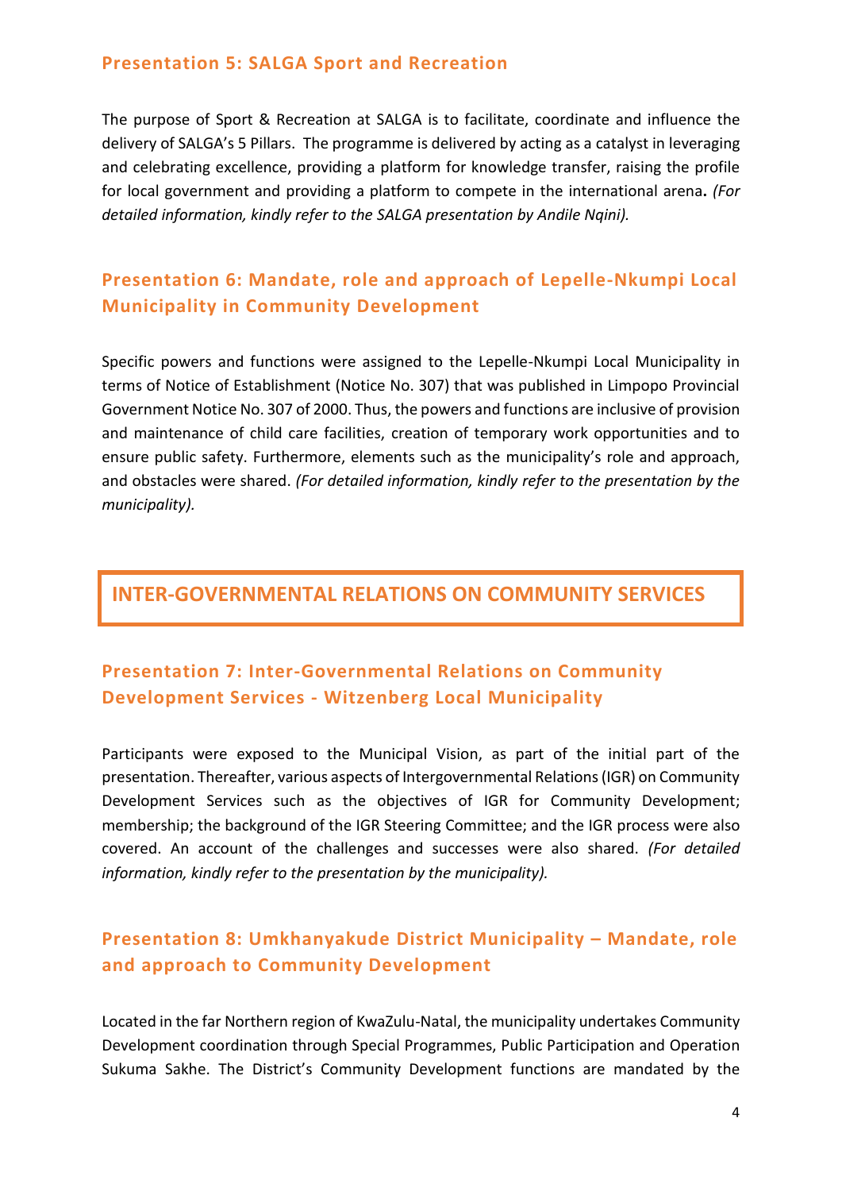### Presentation 5: SALGA Sport and Recreation

The purpose of Sport & Recreation at SALGA is to facilitate, coordinate and influence the delivery of SALGA's 5 Pillars. The programme is delivered by acting as a catalyst in leveraging and celebrating excellence, providing a platform for knowledge transfer, raising the profile for local government and providing a platform to compete in the international arena**.** *(For detailed information, kindly refer to the SALGA presentation by Andile Nqini).*

### Presentation 6: Mandate, role and approach of Lepelle-Nkumpi Local Municipality in Community Development

Specific powers and functions were assigned to the Lepelle-Nkumpi Local Municipality in terms of Notice of Establishment (Notice No. 307) that was published in Limpopo Provincial Government Notice No. 307 of 2000. Thus, the powers and functions are inclusive of provision and maintenance of child care facilities, creation of temporary work opportunities and to ensure public safety. Furthermore, elements such as the municipality's role and approach, and obstacles were shared. *(For detailed information, kindly refer to the presentation by the municipality).*

## INTER-GOVERNMENTAL RELATIONS ON COMMUNITY SERVICES

### Presentation 7: Inter-Governmental Relations on Community Development Services - Witzenberg Local Municipality

Participants were exposed to the Municipal Vision, as part of the initial part of the presentation. Thereafter, various aspects of Intergovernmental Relations (IGR) on Community Development Services such as the objectives of IGR for Community Development; membership; the background of the IGR Steering Committee; and the IGR process were also covered. An account of the challenges and successes were also shared. *(For detailed information, kindly refer to the presentation by the municipality).*

### Presentation 8: Umkhanyakude District Municipality – Mandate, role and approach to Community Development

Located in the far Northern region of KwaZulu-Natal, the municipality undertakes Community Development coordination through Special Programmes, Public Participation and Operation Sukuma Sakhe. The District's Community Development functions are mandated by the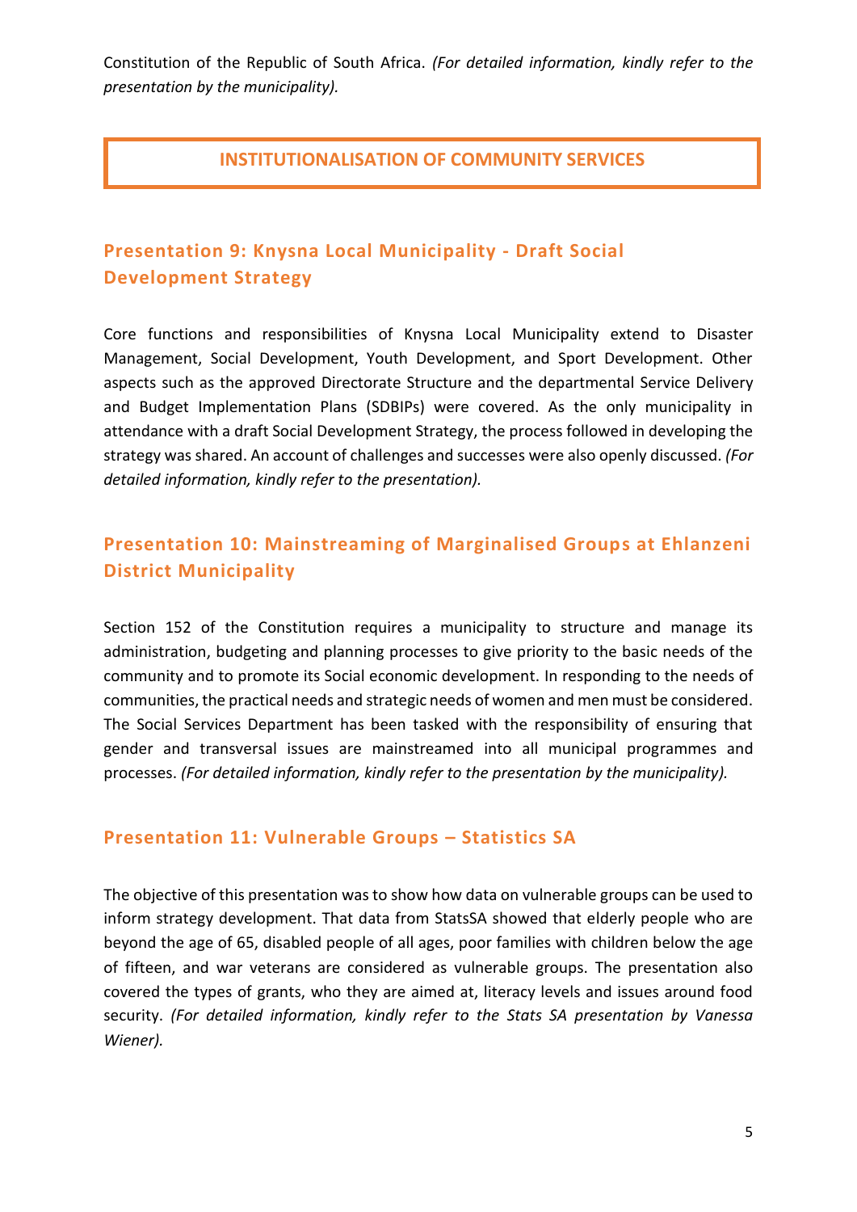Constitution of the Republic of South Africa. *(For detailed information, kindly refer to the presentation by the municipality).*

## INSTITUTIONALISATION OF COMMUNITY SERVICES

### Presentation 9: Knysna Local Municipality - Draft Social Development Strategy

Core functions and responsibilities of Knysna Local Municipality extend to Disaster Management, Social Development, Youth Development, and Sport Development. Other aspects such as the approved Directorate Structure and the departmental Service Delivery and Budget Implementation Plans (SDBIPs) were covered. As the only municipality in attendance with a draft Social Development Strategy, the process followed in developing the strategy was shared. An account of challenges and successes were also openly discussed. *(For detailed information, kindly refer to the presentation).*

### Presentation 10: Mainstreaming of Marginalised Groups at Ehlanzeni District Municipality

Section 152 of the Constitution requires a municipality to structure and manage its administration, budgeting and planning processes to give priority to the basic needs of the community and to promote its Social economic development. In responding to the needs of communities, the practical needs and strategic needs of women and men must be considered. The Social Services Department has been tasked with the responsibility of ensuring that gender and transversal issues are mainstreamed into all municipal programmes and processes. *(For detailed information, kindly refer to the presentation by the municipality).*

### Presentation 11: Vulnerable Groups – Statistics SA

The objective of this presentation was to show how data on vulnerable groups can be used to inform strategy development. That data from StatsSA showed that elderly people who are beyond the age of 65, disabled people of all ages, poor families with children below the age of fifteen, and war veterans are considered as vulnerable groups. The presentation also covered the types of grants, who they are aimed at, literacy levels and issues around food security. *(For detailed information, kindly refer to the Stats SA presentation by Vanessa Wiener).*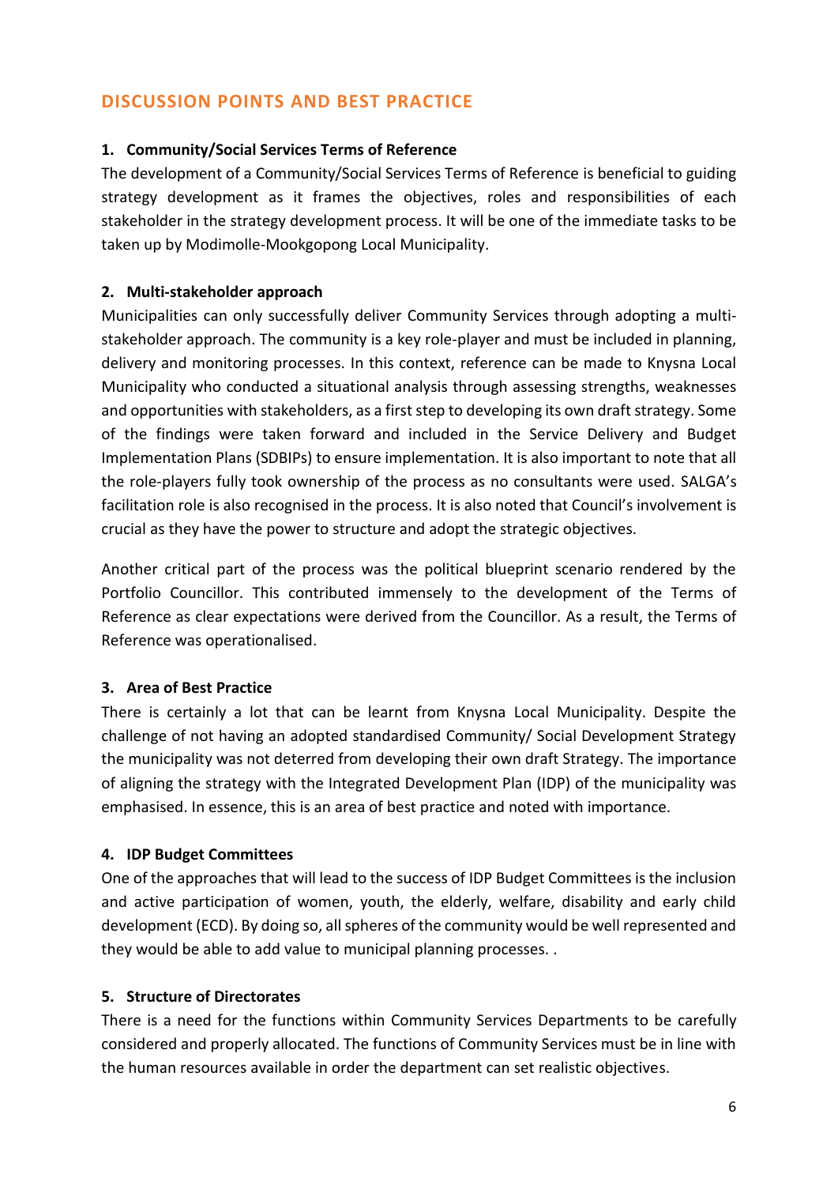## DISCUSSION POINTS AND BEST PRACTICE

### 1. Community/Social Services Terms of Reference

The development of a Community/Social Services Terms of Reference is beneficial to guiding strategy development as it frames the objectives, roles and responsibilities of each stakeholder in the strategy development process. It will be one of the immediate tasks to be taken up by Modimolle-Mookgopong Local Municipality.

### 2. Multi-stakeholder approach

Municipalities can only successfully deliver Community Services through adopting a multi-stakeholder approach. The community is a key role-player and must be included in planning, delivery and monitoring processes. In this context, reference can be made to Knysna Local Municipality who conducted a situational analysis through assessing strengths, weaknesses and opportunities with stakeholders, as a first step to developing its own draft strategy. Some of the findings were taken forward and included in the Service Delivery and Budget Implementation Plans (SDBIPs) to ensure implementation. It is also important to note that all the role-players fully took ownership of the process as no consultants were used. SALGA's facilitation role is also recognised in the process. It is also noted that Council's involvement is crucial as they have the power to structure and adopt the strategic objectives.

Another critical part of the process was the political blueprint scenario rendered by the Portfolio Councillor. This contributed immensely to the development of the Terms of Reference as clear expectations were derived from the Councillor. As a result, the Terms of Reference was operationalised.

### 3. Area of Best Practice

There is certainly a lot that can be learnt from Knysna Local Municipality. Despite the challenge of not having an adopted standardised Community/ Social Development Strategy the municipality was not deterred from developing their own draft Strategy. The importance of aligning the strategy with the Integrated Development Plan (IDP) of the municipality was emphasised. In essence, this is an area of best practice and noted with importance.

### 4. IDP Budget Committees

One of the approaches that will lead to the success of IDP Budget Committees is the inclusion and active participation of women, youth, the elderly, welfare, disability and early child development (ECD). By doing so, all spheres of the community would be well represented and they would be able to add value to municipal planning processes. .

### 5. Structure of Directorates

There is a need for the functions within Community Services Departments to be carefully considered and properly allocated. The functions of Community Services must be in line with the human resources available in order the department can set realistic objectives.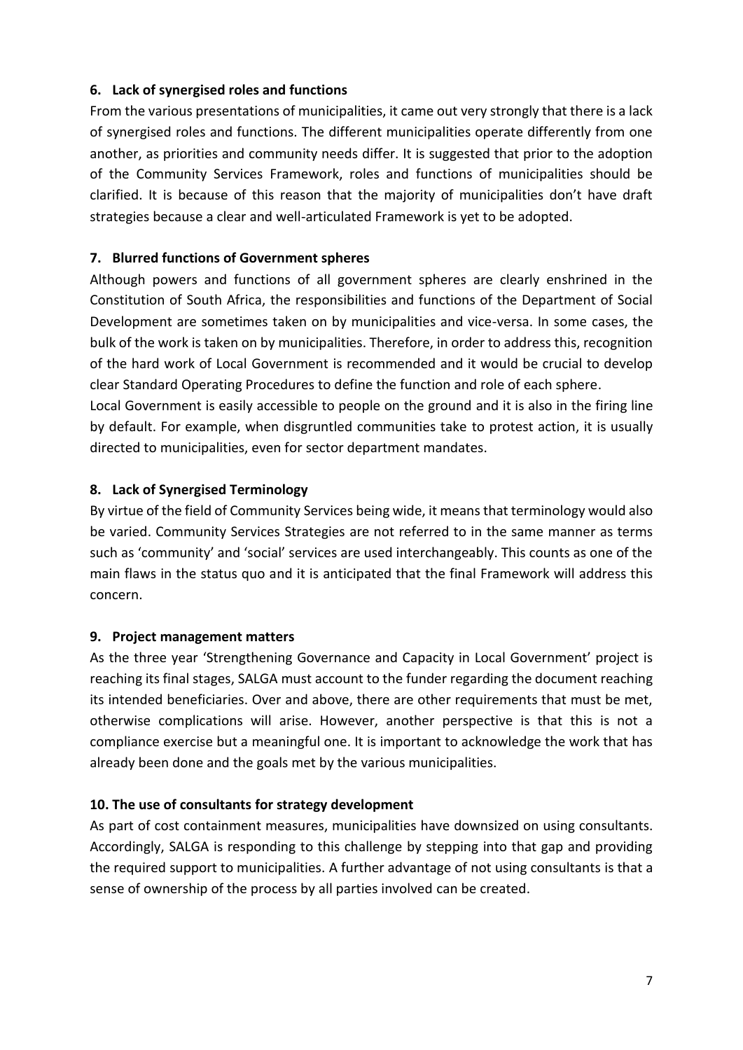### 6. Lack of synergised roles and functions

From the various presentations of municipalities, it came out very strongly that there is a lack of synergised roles and functions. The different municipalities operate differently from one another, as priorities and community needs differ. It is suggested that prior to the adoption of the Community Services Framework, roles and functions of municipalities should be clarified. It is because of this reason that the majority of municipalities don't have draft strategies because a clear and well-articulated Framework is yet to be adopted.

### 7. Blurred functions of Government spheres

Although powers and functions of all government spheres are clearly enshrined in the Constitution of South Africa, the responsibilities and functions of the Department of Social Development are sometimes taken on by municipalities and vice-versa. In some cases, the bulk of the work is taken on by municipalities. Therefore, in order to address this, recognition of the hard work of Local Government is recommended and it would be crucial to develop clear Standard Operating Procedures to define the function and role of each sphere.

Local Government is easily accessible to people on the ground and it is also in the firing line by default. For example, when disgruntled communities take to protest action, it is usually directed to municipalities, even for sector department mandates.

### 8. Lack of Synergised Terminology

By virtue of the field of Community Services being wide, it means that terminology would also be varied. Community Services Strategies are not referred to in the same manner as terms such as 'community' and 'social' services are used interchangeably. This counts as one of the main flaws in the status quo and it is anticipated that the final Framework will address this concern.

### 9. Project management matters

As the three year 'Strengthening Governance and Capacity in Local Government' project is reaching its final stages, SALGA must account to the funder regarding the document reaching its intended beneficiaries. Over and above, there are other requirements that must be met, otherwise complications will arise. However, another perspective is that this is not a compliance exercise but a meaningful one. It is important to acknowledge the work that has already been done and the goals met by the various municipalities.

### 10. The use of consultants for strategy development

As part of cost containment measures, municipalities have downsized on using consultants. Accordingly, SALGA is responding to this challenge by stepping into that gap and providing the required support to municipalities. A further advantage of not using consultants is that a sense of ownership of the process by all parties involved can be created.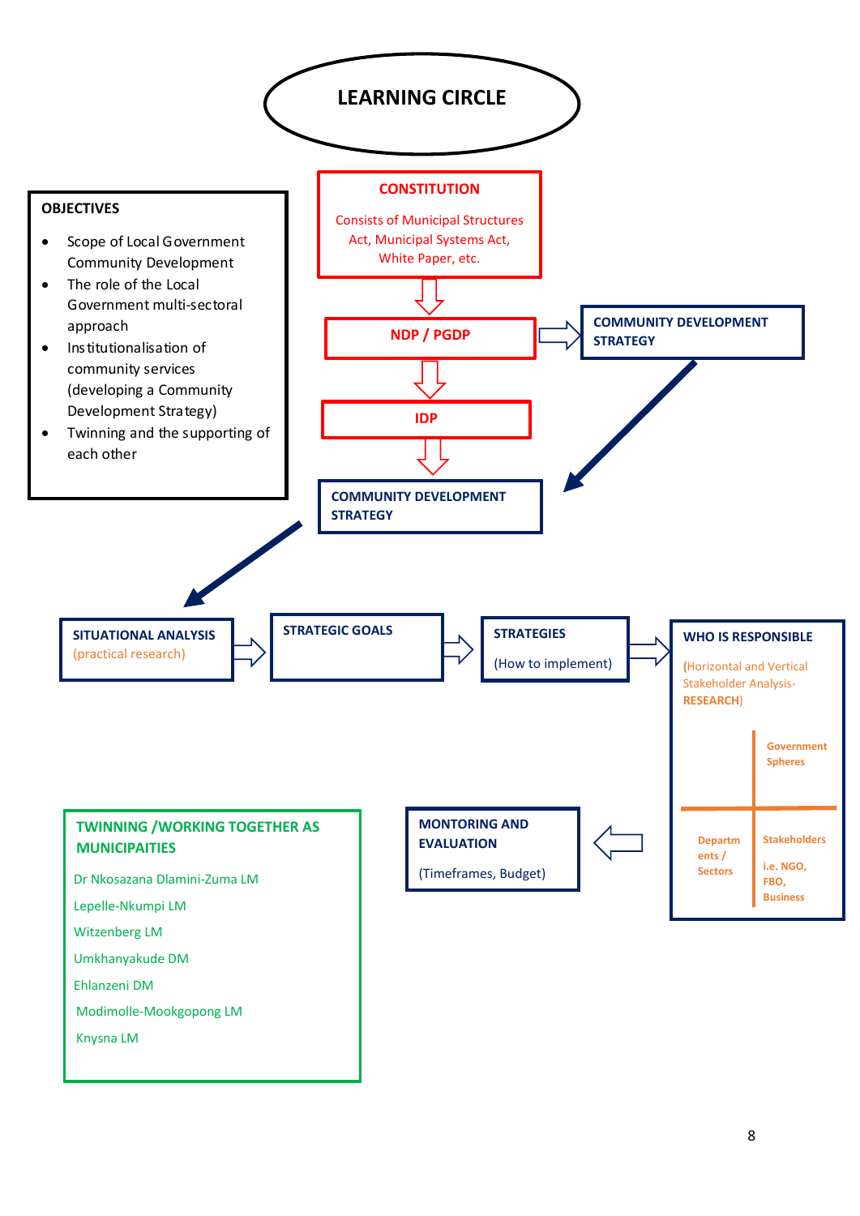# LEARNING CIRCLE

**OBJECTIVES**

- Scope of Local Government Community Development
- The role of the Local Government multi-sectoral approach
- Institutionalisation of community services (developing a Community Development Strategy)
- Twinning and the supporting of each other

**CONSTITUTION**

Consists of Municipal Structures Act, Municipal Systems Act, White Paper, etc.

**NDP / PGDP**

**COMMUNITY DEVELOPMENT STRATEGY**

**IDP**

**COMMUNITY DEVELOPMENT STRATEGY**

**SITUATIONAL ANALYSIS**
(practical research)

**STRATEGIC GOALS**

**STRATEGIES**
(How to implement)

**WHO IS RESPONSIBLE**
(Horizontal and Vertical Stakeholder Analysis- **RESEARCH**)

| | **Government Spheres** |
|---|---|
| **Departments / Sectors** | **Stakeholders** i.e. NGO, FBO, Business |

**MONTORING AND EVALUATION**
(Timeframes, Budget)

**TWINNING /WORKING TOGETHER AS MUNICIPAITIES**

- Dr Nkosazana Dlamini-Zuma LM
- Lepelle-Nkumpi LM
- Witzenberg LM
- Umkhanyakude DM
- Ehlanzeni DM
- Modimolle-Mookgopong LM
- Knysna LM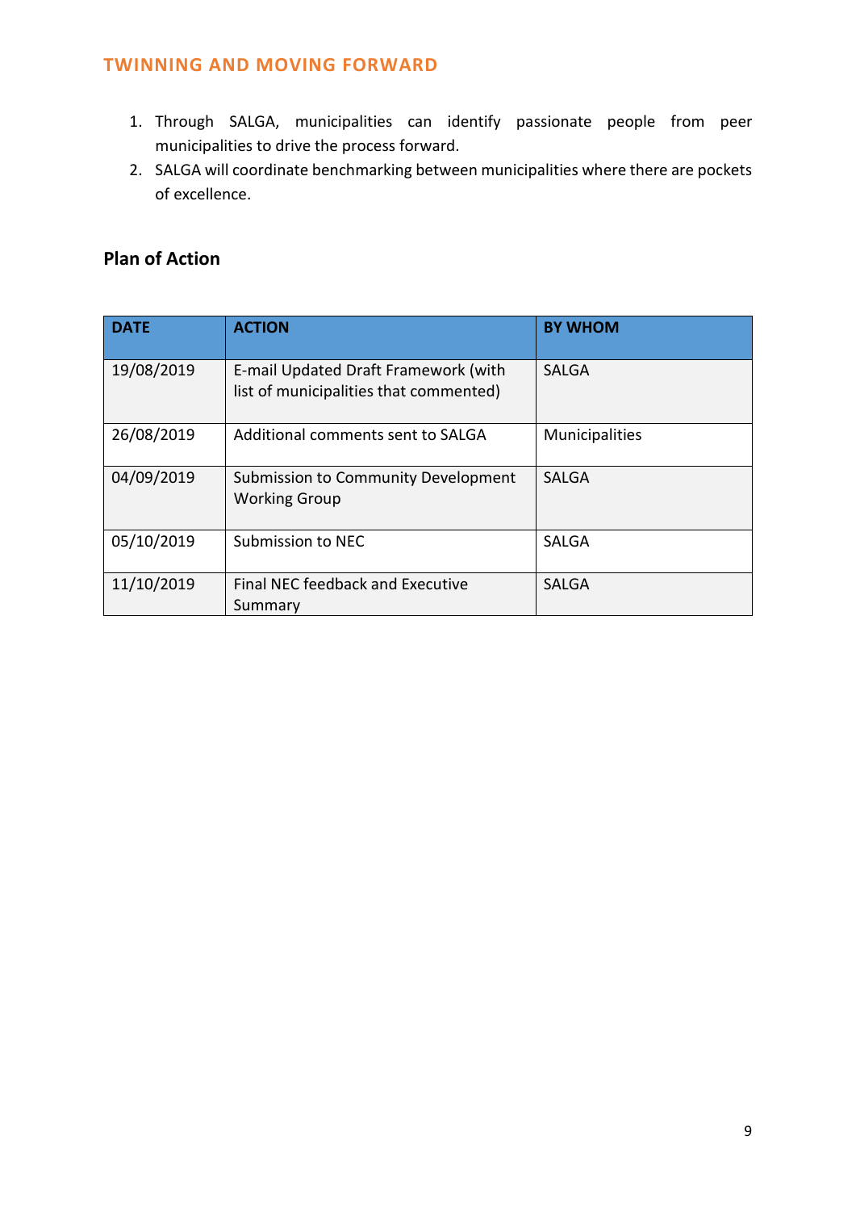## TWINNING AND MOVING FORWARD

1. Through SALGA, municipalities can identify passionate people from peer municipalities to drive the process forward.
2. SALGA will coordinate benchmarking between municipalities where there are pockets of excellence.

### Plan of Action

| DATE | ACTION | BY WHOM |
| --- | --- | --- |
| 19/08/2019 | E-mail Updated Draft Framework (with list of municipalities that commented) | SALGA |
| 26/08/2019 | Additional comments sent to SALGA | Municipalities |
| 04/09/2019 | Submission to Community Development Working Group | SALGA |
| 05/10/2019 | Submission to NEC | SALGA |
| 11/10/2019 | Final NEC feedback and Executive Summary | SALGA |